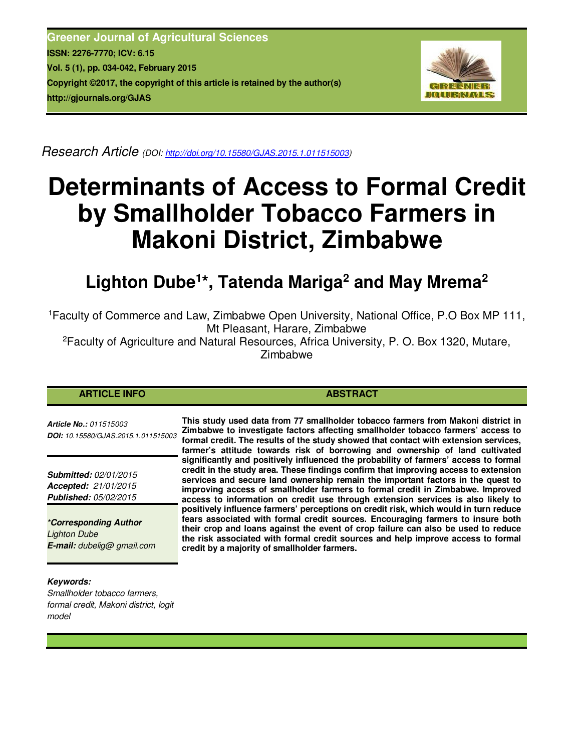Greener Journal of Agricultural Sciences
ISSN: 2276-7770; ICV: 6.15
Vol. 5 (1), pp. 034-042, February 2015
Copyright ©2017, the copyright of this article is retained by the author(s)
http://gjournals.org/GJAS

*Research Article (DOI: http://doi.org/10.15580/GJAS.2015.1.011515003)*

# Determinants of Access to Formal Credit by Smallholder Tobacco Farmers in Makoni District, Zimbabwe

## Lighton Dube[1]*, Tatenda Mariga[2] and May Mrema[2]

[1]Faculty of Commerce and Law, Zimbabwe Open University, National Office, P.O Box MP 111, Mt Pleasant, Harare, Zimbabwe

[2]Faculty of Agriculture and Natural Resources, Africa University, P. O. Box 1320, Mutare, Zimbabwe

### ARTICLE INFO

***Article No.:** 011515003*
***DOI:** 10.15580/GJAS.2015.1.011515003*

***Submitted:** 02/01/2015*
***Accepted:** 21/01/2015*
***Published:** 05/02/2015*

***\*Corresponding Author***
*Lighton Dube*
***E-mail:** dubelig@ gmail.com*

***Keywords:***
*Smallholder tobacco farmers, formal credit, Makoni district, logit model*

### ABSTRACT

**This study used data from 77 smallholder tobacco farmers from Makoni district in Zimbabwe to investigate factors affecting smallholder tobacco farmers' access to formal credit. The results of the study showed that contact with extension services, farmer's attitude towards risk of borrowing and ownership of land cultivated significantly and positively influenced the probability of farmers' access to formal credit in the study area. These findings confirm that improving access to extension services and secure land ownership remain the important factors in the quest to improving access of smallholder farmers to formal credit in Zimbabwe. Improved access to information on credit use through extension services is also likely to positively influence farmers' perceptions on credit risk, which would in turn reduce fears associated with formal credit sources. Encouraging farmers to insure both their crop and loans against the event of crop failure can also be used to reduce the risk associated with formal credit sources and help improve access to formal credit by a majority of smallholder farmers.**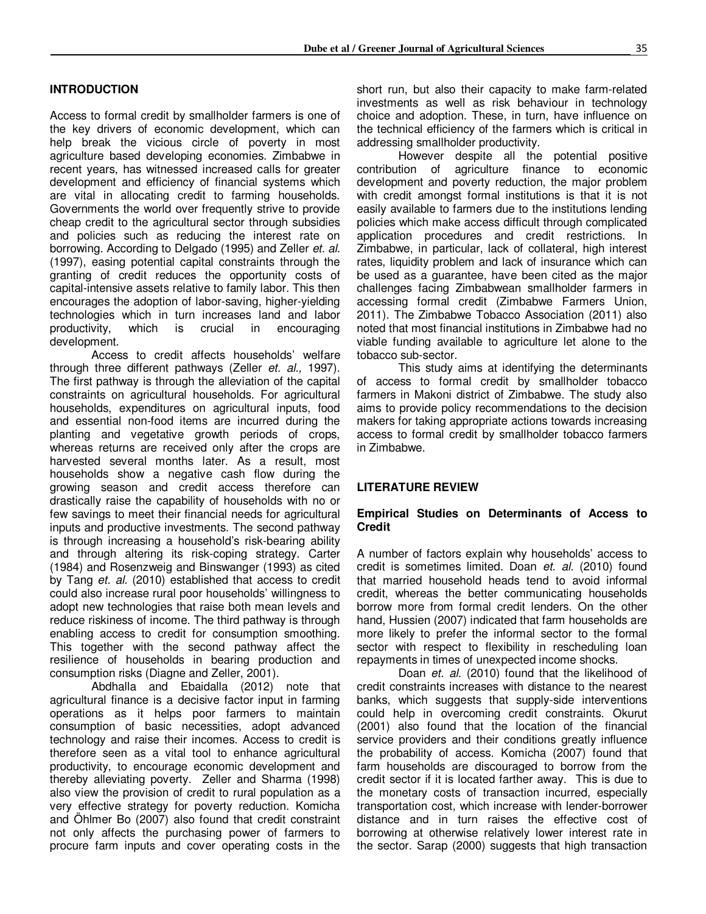## INTRODUCTION

Access to formal credit by smallholder farmers is one of the key drivers of economic development, which can help break the vicious circle of poverty in most agriculture based developing economies. Zimbabwe in recent years, has witnessed increased calls for greater development and efficiency of financial systems which are vital in allocating credit to farming households. Governments the world over frequently strive to provide cheap credit to the agricultural sector through subsidies and policies such as reducing the interest rate on borrowing. According to Delgado (1995) and Zeller *et. al.* (1997), easing potential capital constraints through the granting of credit reduces the opportunity costs of capital-intensive assets relative to family labor. This then encourages the adoption of labor-saving, higher-yielding technologies which in turn increases land and labor productivity, which is crucial in encouraging development.

Access to credit affects households' welfare through three different pathways (Zeller *et. al.,* 1997). The first pathway is through the alleviation of the capital constraints on agricultural households. For agricultural households, expenditures on agricultural inputs, food and essential non-food items are incurred during the planting and vegetative growth periods of crops, whereas returns are received only after the crops are harvested several months later. As a result, most households show a negative cash flow during the growing season and credit access therefore can drastically raise the capability of households with no or few savings to meet their financial needs for agricultural inputs and productive investments. The second pathway is through increasing a household's risk-bearing ability and through altering its risk-coping strategy. Carter (1984) and Rosenzweig and Binswanger (1993) as cited by Tang *et. al.* (2010) established that access to credit could also increase rural poor households' willingness to adopt new technologies that raise both mean levels and reduce riskiness of income. The third pathway is through enabling access to credit for consumption smoothing. This together with the second pathway affect the resilience of households in bearing production and consumption risks (Diagne and Zeller, 2001).

Abdhalla and Ebaidalla (2012) note that agricultural finance is a decisive factor input in farming operations as it helps poor farmers to maintain consumption of basic necessities, adopt advanced technology and raise their incomes. Access to credit is therefore seen as a vital tool to enhance agricultural productivity, to encourage economic development and thereby alleviating poverty. Zeller and Sharma (1998) also view the provision of credit to rural population as a very effective strategy for poverty reduction. Komicha and Öhlmer Bo (2007) also found that credit constraint not only affects the purchasing power of farmers to procure farm inputs and cover operating costs in the short run, but also their capacity to make farm-related investments as well as risk behaviour in technology choice and adoption. These, in turn, have influence on the technical efficiency of the farmers which is critical in addressing smallholder productivity.

However despite all the potential positive contribution of agriculture finance to economic development and poverty reduction, the major problem with credit amongst formal institutions is that it is not easily available to farmers due to the institutions lending policies which make access difficult through complicated application procedures and credit restrictions. In Zimbabwe, in particular, lack of collateral, high interest rates, liquidity problem and lack of insurance which can be used as a guarantee, have been cited as the major challenges facing Zimbabwean smallholder farmers in accessing formal credit (Zimbabwe Farmers Union, 2011). The Zimbabwe Tobacco Association (2011) also noted that most financial institutions in Zimbabwe had no viable funding available to agriculture let alone to the tobacco sub-sector.

This study aims at identifying the determinants of access to formal credit by smallholder tobacco farmers in Makoni district of Zimbabwe. The study also aims to provide policy recommendations to the decision makers for taking appropriate actions towards increasing access to formal credit by smallholder tobacco farmers in Zimbabwe.

## LITERATURE REVIEW

### Empirical Studies on Determinants of Access to Credit

A number of factors explain why households' access to credit is sometimes limited. Doan *et. al.* (2010) found that married household heads tend to avoid informal credit, whereas the better communicating households borrow more from formal credit lenders. On the other hand, Hussien (2007) indicated that farm households are more likely to prefer the informal sector to the formal sector with respect to flexibility in rescheduling loan repayments in times of unexpected income shocks.

Doan *et. al.* (2010) found that the likelihood of credit constraints increases with distance to the nearest banks, which suggests that supply-side interventions could help in overcoming credit constraints. Okurut (2001) also found that the location of the financial service providers and their conditions greatly influence the probability of access. Komicha (2007) found that farm households are discouraged to borrow from the credit sector if it is located farther away. This is due to the monetary costs of transaction incurred, especially transportation cost, which increase with lender-borrower distance and in turn raises the effective cost of borrowing at otherwise relatively lower interest rate in the sector. Sarap (2000) suggests that high transaction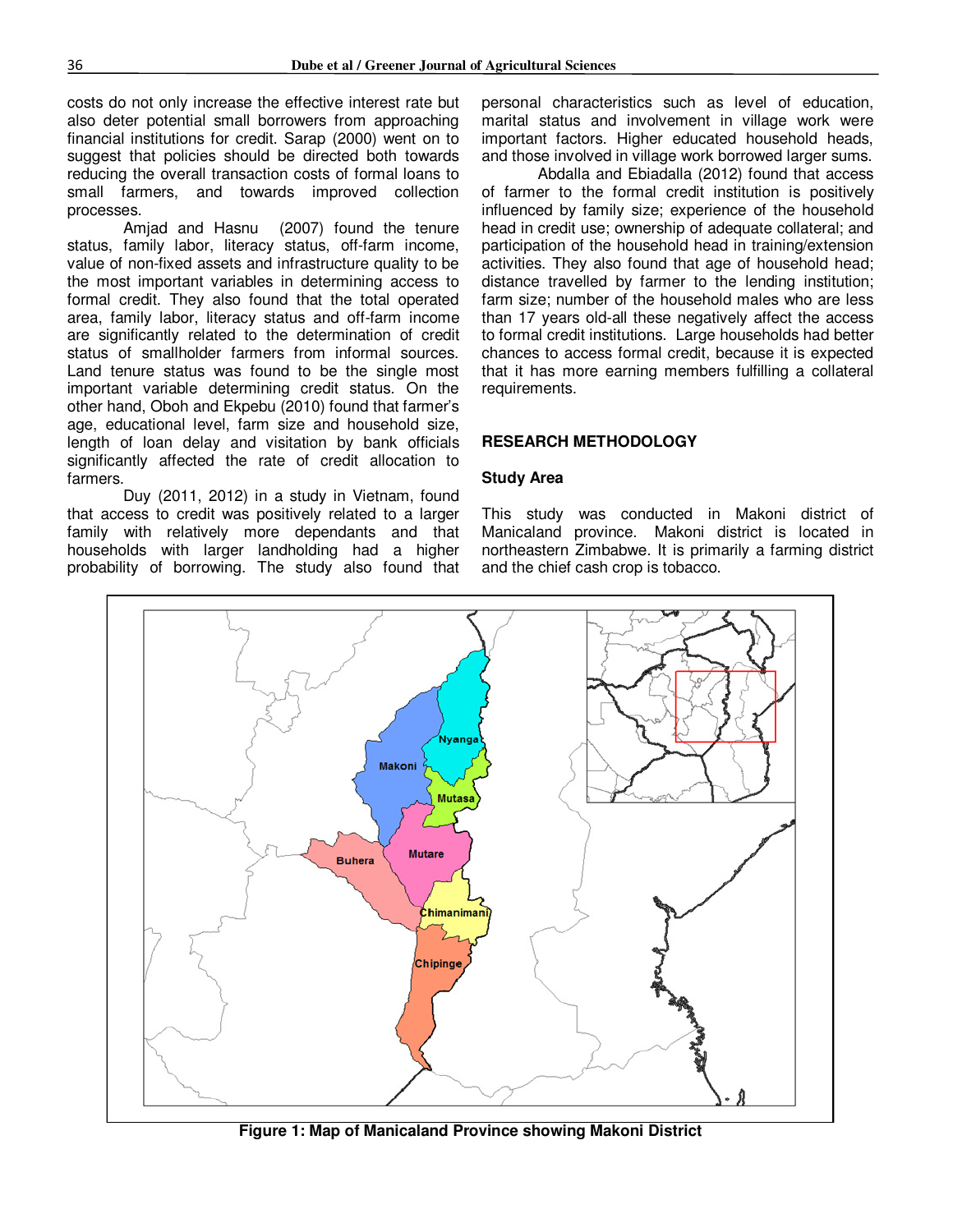costs do not only increase the effective interest rate but also deter potential small borrowers from approaching financial institutions for credit. Sarap (2000) went on to suggest that policies should be directed both towards reducing the overall transaction costs of formal loans to small farmers, and towards improved collection processes.

Amjad and Hasnu (2007) found the tenure status, family labor, literacy status, off-farm income, value of non-fixed assets and infrastructure quality to be the most important variables in determining access to formal credit. They also found that the total operated area, family labor, literacy status and off-farm income are significantly related to the determination of credit status of smallholder farmers from informal sources. Land tenure status was found to be the single most important variable determining credit status. On the other hand, Oboh and Ekpebu (2010) found that farmer's age, educational level, farm size and household size, length of loan delay and visitation by bank officials significantly affected the rate of credit allocation to farmers.

Duy (2011, 2012) in a study in Vietnam, found that access to credit was positively related to a larger family with relatively more dependants and that households with larger landholding had a higher probability of borrowing. The study also found that personal characteristics such as level of education, marital status and involvement in village work were important factors. Higher educated household heads, and those involved in village work borrowed larger sums.

Abdalla and Ebiadalla (2012) found that access of farmer to the formal credit institution is positively influenced by family size; experience of the household head in credit use; ownership of adequate collateral; and participation of the household head in training/extension activities. They also found that age of household head; distance travelled by farmer to the lending institution; farm size; number of the household males who are less than 17 years old-all these negatively affect the access to formal credit institutions. Large households had better chances to access formal credit, because it is expected that it has more earning members fulfilling a collateral requirements.

## RESEARCH METHODOLOGY

### Study Area

This study was conducted in Makoni district of Manicaland province. Makoni district is located in northeastern Zimbabwe. It is primarily a farming district and the chief cash crop is tobacco.

**Figure 1: Map of Manicaland Province showing Makoni District**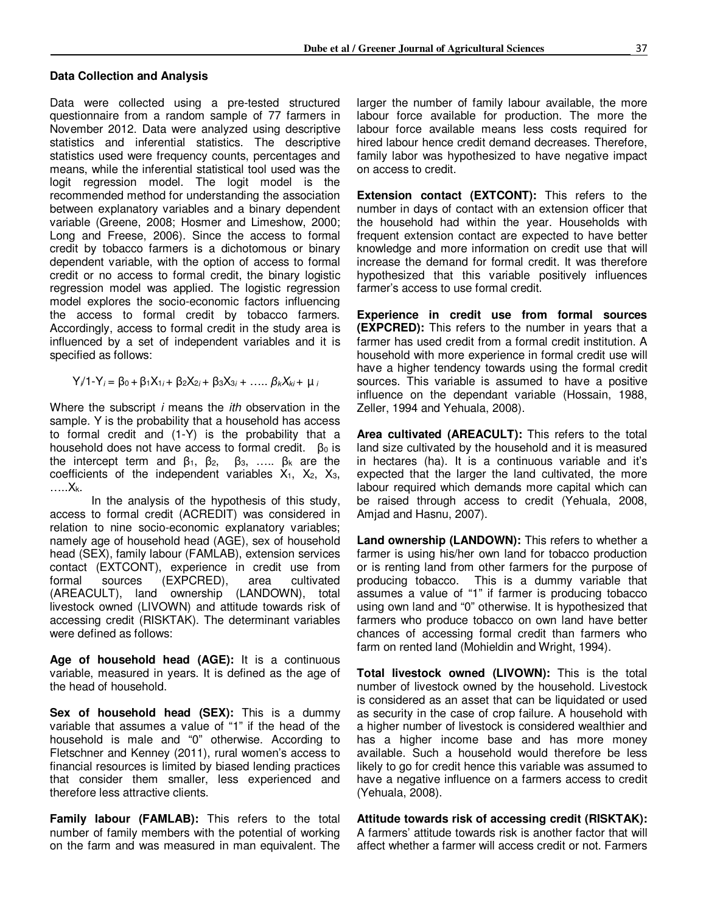**Data Collection and Analysis**

Data were collected using a pre-tested structured questionnaire from a random sample of 77 farmers in November 2012. Data were analyzed using descriptive statistics and inferential statistics. The descriptive statistics used were frequency counts, percentages and means, while the inferential statistical tool used was the logit regression model. The logit model is the recommended method for understanding the association between explanatory variables and a binary dependent variable (Greene, 2008; Hosmer and Limeshow, 2000; Long and Freese, 2006). Since the access to formal credit by tobacco farmers is a dichotomous or binary dependent variable, with the option of access to formal credit or no access to formal credit, the binary logistic regression model was applied. The logistic regression model explores the socio-economic factors influencing the access to formal credit by tobacco farmers. Accordingly, access to formal credit in the study area is influenced by a set of independent variables and it is specified as follows:

$$Y_i/1\text{-}Y_i = \beta_0 + \beta_1 X_{1i} + \beta_2 X_{2i} + \beta_3 X_{3i} + \ldots\ldots \beta_k X_{ki} + \mu_i$$

Where the subscript *i* means the *ith* observation in the sample. Y is the probability that a household has access to formal credit and (1-Y) is the probability that a household does not have access to formal credit. $\beta_0$ is the intercept term and $\beta_1$, $\beta_2$, $\beta_3$, ….. $\beta_k$ are the coefficients of the independent variables $X_1$, $X_2$, $X_3$, …..$X_k$.

In the analysis of the hypothesis of this study, access to formal credit (ACREDIT) was considered in relation to nine socio-economic explanatory variables; namely age of household head (AGE), sex of household head (SEX), family labour (FAMLAB), extension services contact (EXTCONT), experience in credit use from formal sources (EXPCRED), area cultivated (AREACULT), land ownership (LANDOWN), total livestock owned (LIVOWN) and attitude towards risk of accessing credit (RISKTAK). The determinant variables were defined as follows:

**Age of household head (AGE):** It is a continuous variable, measured in years. It is defined as the age of the head of household.

**Sex of household head (SEX):** This is a dummy variable that assumes a value of "1" if the head of the household is male and "0" otherwise. According to Fletschner and Kenney (2011), rural women's access to financial resources is limited by biased lending practices that consider them smaller, less experienced and therefore less attractive clients.

**Family labour (FAMLAB):** This refers to the total number of family members with the potential of working on the farm and was measured in man equivalent. The larger the number of family labour available, the more labour force available for production. The more the labour force available means less costs required for hired labour hence credit demand decreases. Therefore, family labor was hypothesized to have negative impact on access to credit.

**Extension contact (EXTCONT):** This refers to the number in days of contact with an extension officer that the household had within the year. Households with frequent extension contact are expected to have better knowledge and more information on credit use that will increase the demand for formal credit. It was therefore hypothesized that this variable positively influences farmer's access to use formal credit.

**Experience in credit use from formal sources (EXPCRED):** This refers to the number in years that a farmer has used credit from a formal credit institution. A household with more experience in formal credit use will have a higher tendency towards using the formal credit sources. This variable is assumed to have a positive influence on the dependant variable (Hossain, 1988, Zeller, 1994 and Yehuala, 2008).

**Area cultivated (AREACULT):** This refers to the total land size cultivated by the household and it is measured in hectares (ha). It is a continuous variable and it's expected that the larger the land cultivated, the more labour required which demands more capital which can be raised through access to credit (Yehuala, 2008, Amjad and Hasnu, 2007).

**Land ownership (LANDOWN):** This refers to whether a farmer is using his/her own land for tobacco production or is renting land from other farmers for the purpose of producing tobacco. This is a dummy variable that assumes a value of "1" if farmer is producing tobacco using own land and "0" otherwise. It is hypothesized that farmers who produce tobacco on own land have better chances of accessing formal credit than farmers who farm on rented land (Mohieldin and Wright, 1994).

**Total livestock owned (LIVOWN):** This is the total number of livestock owned by the household. Livestock is considered as an asset that can be liquidated or used as security in the case of crop failure. A household with a higher number of livestock is considered wealthier and has a higher income base and has more money available. Such a household would therefore be less likely to go for credit hence this variable was assumed to have a negative influence on a farmers access to credit (Yehuala, 2008).

**Attitude towards risk of accessing credit (RISKTAK):** A farmers' attitude towards risk is another factor that will affect whether a farmer will access credit or not. Farmers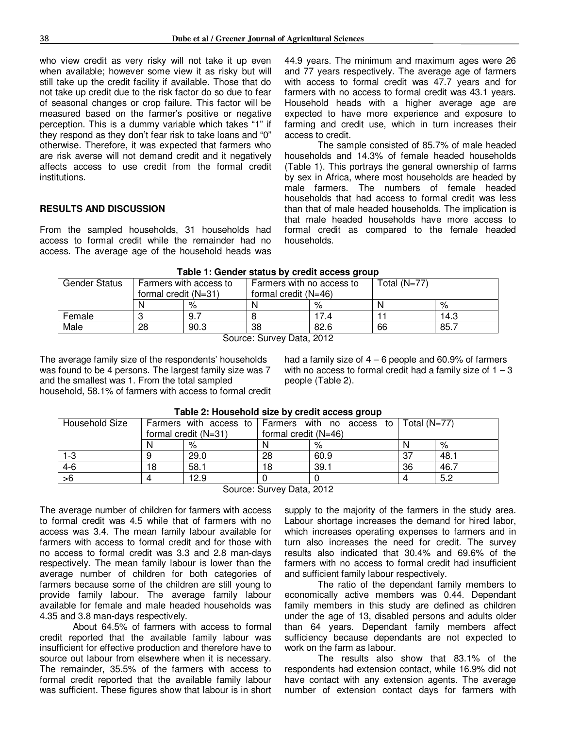who view credit as very risky will not take it up even when available; however some view it as risky but will still take up the credit facility if available. Those that do not take up credit due to the risk factor do so due to fear of seasonal changes or crop failure. This factor will be measured based on the farmer's positive or negative perception. This is a dummy variable which takes "1" if they respond as they don't fear risk to take loans and "0" otherwise. Therefore, it was expected that farmers who are risk averse will not demand credit and it negatively affects access to use credit from the formal credit institutions.

## RESULTS AND DISCUSSION

From the sampled households, 31 households had access to formal credit while the remainder had no access. The average age of the household heads was 44.9 years. The minimum and maximum ages were 26 and 77 years respectively. The average age of farmers with access to formal credit was 47.7 years and for farmers with no access to formal credit was 43.1 years. Household heads with a higher average age are expected to have more experience and exposure to farming and credit use, which in turn increases their access to credit.

The sample consisted of 85.7% of male headed households and 14.3% of female headed households (Table 1). This portrays the general ownership of farms by sex in Africa, where most households are headed by male farmers. The numbers of female headed households that had access to formal credit was less than that of male headed households. The implication is that male headed households have more access to formal credit as compared to the female headed households.

**Table 1: Gender status by credit access group**

| Gender Status | Farmers with access to formal credit (N=31) | | Farmers with no access to formal credit (N=46) | | Total (N=77) | |
|---|---|---|---|---|---|---|
| | N | % | N | % | N | % |
| Female | 3 | 9.7 | 8 | 17.4 | 11 | 14.3 |
| Male | 28 | 90.3 | 38 | 82.6 | 66 | 85.7 |

Source: Survey Data, 2012

The average family size of the respondents' households was found to be 4 persons. The largest family size was 7 and the smallest was 1. From the total sampled household, 58.1% of farmers with access to formal credit had a family size of 4 – 6 people and 60.9% of farmers with no access to formal credit had a family size of 1 – 3 people (Table 2).

**Table 2: Household size by credit access group**

| Household Size | Farmers with access to formal credit (N=31) | | Farmers with no access to formal credit (N=46) | | Total (N=77) | |
|---|---|---|---|---|---|---|
| | N | % | N | % | N | % |
| 1-3 | 9 | 29.0 | 28 | 60.9 | 37 | 48.1 |
| 4-6 | 18 | 58.1 | 18 | 39.1 | 36 | 46.7 |
| >6 | 4 | 12.9 | 0 | 0 | 4 | 5.2 |

Source: Survey Data, 2012

The average number of children for farmers with access to formal credit was 4.5 while that of farmers with no access was 3.4. The mean family labour available for farmers with access to formal credit and for those with no access to formal credit was 3.3 and 2.8 man-days respectively. The mean family labour is lower than the average number of children for both categories of farmers because some of the children are still young to provide family labour. The average family labour available for female and male headed households was 4.35 and 3.8 man-days respectively.

About 64.5% of farmers with access to formal credit reported that the available family labour was insufficient for effective production and therefore have to source out labour from elsewhere when it is necessary. The remainder, 35.5% of the farmers with access to formal credit reported that the available family labour was sufficient. These figures show that labour is in short supply to the majority of the farmers in the study area. Labour shortage increases the demand for hired labor, which increases operating expenses to farmers and in turn also increases the need for credit. The survey results also indicated that 30.4% and 69.6% of the farmers with no access to formal credit had insufficient and sufficient family labour respectively.

The ratio of the dependant family members to economically active members was 0.44. Dependant family members in this study are defined as children under the age of 13, disabled persons and adults older than 64 years. Dependant family members affect sufficiency because dependants are not expected to work on the farm as labour.

The results also show that 83.1% of the respondents had extension contact, while 16.9% did not have contact with any extension agents. The average number of extension contact days for farmers with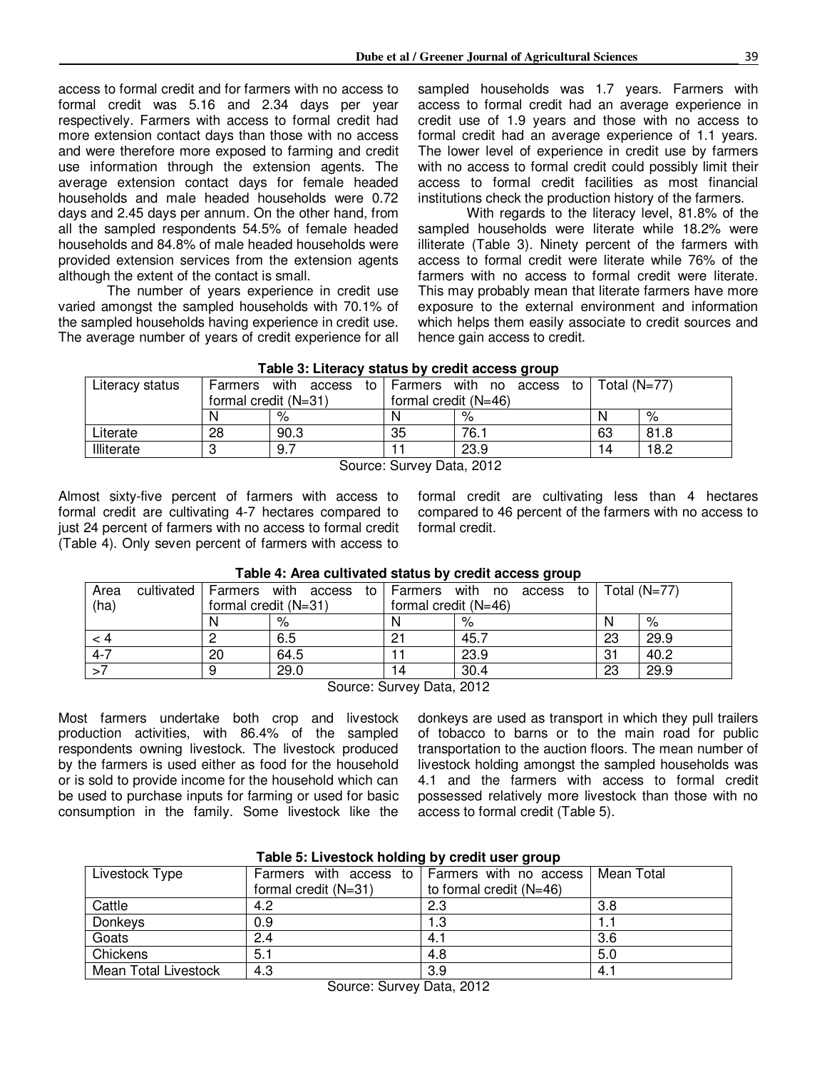access to formal credit and for farmers with no access to formal credit was 5.16 and 2.34 days per year respectively. Farmers with access to formal credit had more extension contact days than those with no access and were therefore more exposed to farming and credit use information through the extension agents. The average extension contact days for female headed households and male headed households were 0.72 days and 2.45 days per annum. On the other hand, from all the sampled respondents 54.5% of female headed households and 84.8% of male headed households were provided extension services from the extension agents although the extent of the contact is small.

The number of years experience in credit use varied amongst the sampled households with 70.1% of the sampled households having experience in credit use. The average number of years of credit experience for all sampled households was 1.7 years. Farmers with access to formal credit had an average experience in credit use of 1.9 years and those with no access to formal credit had an average experience of 1.1 years. The lower level of experience in credit use by farmers with no access to formal credit could possibly limit their access to formal credit facilities as most financial institutions check the production history of the farmers.

With regards to the literacy level, 81.8% of the sampled households were literate while 18.2% were illiterate (Table 3). Ninety percent of the farmers with access to formal credit were literate while 76% of the farmers with no access to formal credit were literate. This may probably mean that literate farmers have more exposure to the external environment and information which helps them easily associate to credit sources and hence gain access to credit.

**Table 3: Literacy status by credit access group**

| Literacy status | Farmers with access to formal credit (N=31) | | Farmers with no access to formal credit (N=46) | | Total (N=77) | |
|---|---|---|---|---|---|---|
| | N | % | N | % | N | % |
| Literate | 28 | 90.3 | 35 | 76.1 | 63 | 81.8 |
| Illiterate | 3 | 9.7 | 11 | 23.9 | 14 | 18.2 |

Source: Survey Data, 2012

Almost sixty-five percent of farmers with access to formal credit are cultivating 4-7 hectares compared to just 24 percent of farmers with no access to formal credit (Table 4). Only seven percent of farmers with access to formal credit are cultivating less than 4 hectares compared to 46 percent of the farmers with no access to formal credit.

**Table 4: Area cultivated status by credit access group**

| Area cultivated (ha) | Farmers with access to formal credit (N=31) | | Farmers with no access to formal credit (N=46) | | Total (N=77) | |
|---|---|---|---|---|---|---|
| | N | % | N | % | N | % |
| < 4 | 2 | 6.5 | 21 | 45.7 | 23 | 29.9 |
| 4-7 | 20 | 64.5 | 11 | 23.9 | 31 | 40.2 |
| >7 | 9 | 29.0 | 14 | 30.4 | 23 | 29.9 |

Source: Survey Data, 2012

Most farmers undertake both crop and livestock production activities, with 86.4% of the sampled respondents owning livestock. The livestock produced by the farmers is used either as food for the household or is sold to provide income for the household which can be used to purchase inputs for farming or used for basic consumption in the family. Some livestock like the donkeys are used as transport in which they pull trailers of tobacco to barns or to the main road for public transportation to the auction floors. The mean number of livestock holding amongst the sampled households was 4.1 and the farmers with access to formal credit possessed relatively more livestock than those with no access to formal credit (Table 5).

**Table 5: Livestock holding by credit user group**

| Livestock Type | Farmers with access to formal credit (N=31) | Farmers with no access to formal credit (N=46) | Mean Total |
|---|---|---|---|
| Cattle | 4.2 | 2.3 | 3.8 |
| Donkeys | 0.9 | 1.3 | 1.1 |
| Goats | 2.4 | 4.1 | 3.6 |
| Chickens | 5.1 | 4.8 | 5.0 |
| Mean Total Livestock | 4.3 | 3.9 | 4.1 |

Source: Survey Data, 2012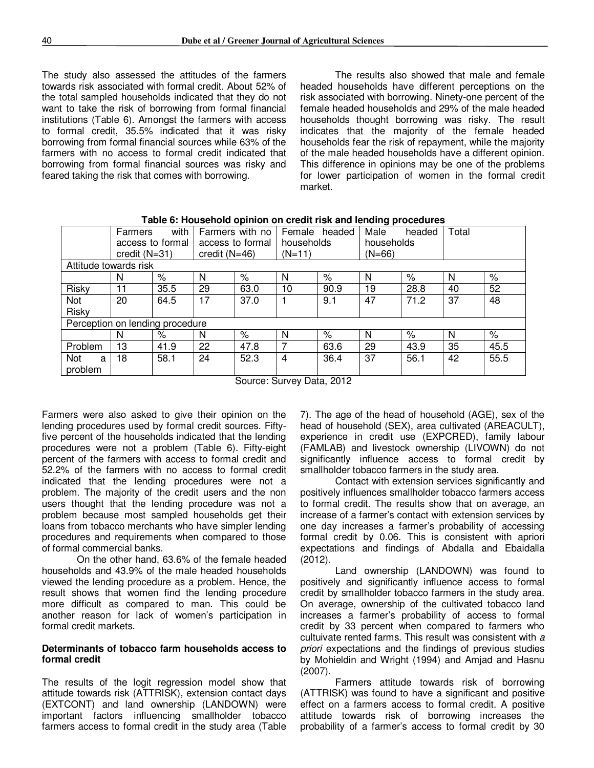The study also assessed the attitudes of the farmers towards risk associated with formal credit. About 52% of the total sampled households indicated that they do not want to take the risk of borrowing from formal financial institutions (Table 6). Amongst the farmers with access to formal credit, 35.5% indicated that it was risky borrowing from formal financial sources while 63% of the farmers with no access to formal credit indicated that borrowing from formal financial sources was risky and feared taking the risk that comes with borrowing.

The results also showed that male and female headed households have different perceptions on the risk associated with borrowing. Ninety-one percent of the female headed households and 29% of the male headed households thought borrowing was risky. The result indicates that the majority of the female headed households fear the risk of repayment, while the majority of the male headed households have a different opinion. This difference in opinions may be one of the problems for lower participation of women in the formal credit market.

**Table 6: Household opinion on credit risk and lending procedures**

| | Farmers with access to formal credit (N=31) | | Farmers with no access to formal credit (N=46) | | Female headed households (N=11) | | Male headed households (N=66) | | Total | |
|---|---|---|---|---|---|---|---|---|---|---|
| Attitude towards risk | | | | | | | | | | |
| | N | % | N | % | N | % | N | % | N | % |
| Risky | 11 | 35.5 | 29 | 63.0 | 10 | 90.9 | 19 | 28.8 | 40 | 52 |
| Not Risky | 20 | 64.5 | 17 | 37.0 | 1 | 9.1 | 47 | 71.2 | 37 | 48 |
| Perception on lending procedure | | | | | | | | | | |
| | N | % | N | % | N | % | N | % | N | % |
| Problem | 13 | 41.9 | 22 | 47.8 | 7 | 63.6 | 29 | 43.9 | 35 | 45.5 |
| Not a problem | 18 | 58.1 | 24 | 52.3 | 4 | 36.4 | 37 | 56.1 | 42 | 55.5 |

Source: Survey Data, 2012

Farmers were also asked to give their opinion on the lending procedures used by formal credit sources. Fifty-five percent of the households indicated that the lending procedures were not a problem (Table 6). Fifty-eight percent of the farmers with access to formal credit and 52.2% of the farmers with no access to formal credit indicated that the lending procedures were not a problem. The majority of the credit users and the non users thought that the lending procedure was not a problem because most sampled households get their loans from tobacco merchants who have simpler lending procedures and requirements when compared to those of formal commercial banks.

On the other hand, 63.6% of the female headed households and 43.9% of the male headed households viewed the lending procedure as a problem. Hence, the result shows that women find the lending procedure more difficult as compared to man. This could be another reason for lack of women's participation in formal credit markets.

**Determinants of tobacco farm households access to formal credit**

The results of the logit regression model show that attitude towards risk (ATTRISK), extension contact days (EXTCONT) and land ownership (LANDOWN) were important factors influencing smallholder tobacco farmers access to formal credit in the study area (Table 7). The age of the head of household (AGE), sex of the head of household (SEX), area cultivated (AREACULT), experience in credit use (EXPCRED), family labour (FAMLAB) and livestock ownership (LIVOWN) do not significantly influence access to formal credit by smallholder tobacco farmers in the study area.

Contact with extension services significantly and positively influences smallholder tobacco farmers access to formal credit. The results show that on average, an increase of a farmer's contact with extension services by one day increases a farmer's probability of accessing formal credit by 0.06. This is consistent with apriori expectations and findings of Abdalla and Ebaidalla (2012).

Land ownership (LANDOWN) was found to positively and significantly influence access to formal credit by smallholder tobacco farmers in the study area. On average, ownership of the cultivated tobacco land increases a farmer's probability of access to formal credit by 33 percent when compared to farmers who cultuivate rented farms. This result was consistent with *a priori* expectations and the findings of previous studies by Mohieldin and Wright (1994) and Amjad and Hasnu (2007).

Farmers attitude towards risk of borrowing (ATTRISK) was found to have a significant and positive effect on a farmers access to formal credit. A positive attitude towards risk of borrowing increases the probability of a farmer's access to formal credit by 30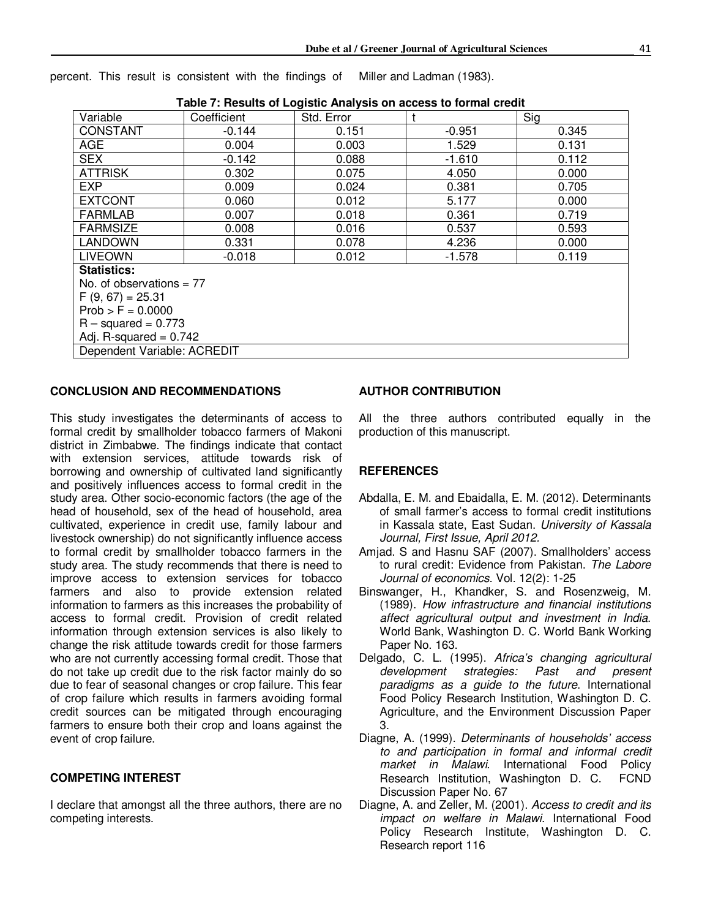percent. This result is consistent with the findings of Miller and Ladman (1983).

**Table 7: Results of Logistic Analysis on access to formal credit**

| Variable | Coefficient | Std. Error | t | Sig |
|---|---|---|---|---|
| CONSTANT | -0.144 | 0.151 | -0.951 | 0.345 |
| AGE | 0.004 | 0.003 | 1.529 | 0.131 |
| SEX | -0.142 | 0.088 | -1.610 | 0.112 |
| ATTRISK | 0.302 | 0.075 | 4.050 | 0.000 |
| EXP | 0.009 | 0.024 | 0.381 | 0.705 |
| EXTCONT | 0.060 | 0.012 | 5.177 | 0.000 |
| FARMLAB | 0.007 | 0.018 | 0.361 | 0.719 |
| FARMSIZE | 0.008 | 0.016 | 0.537 | 0.593 |
| LANDOWN | 0.331 | 0.078 | 4.236 | 0.000 |
| LIVEOWN | -0.018 | 0.012 | -1.578 | 0.119 |
| **Statistics:** | | | | |
| No. of observations = 77 | | | | |
| F (9, 67) = 25.31 | | | | |
| Prob > F = 0.0000 | | | | |
| R – squared = 0.773 | | | | |
| Adj. R-squared = 0.742 | | | | |
| Dependent Variable: ACREDIT | | | | |

## CONCLUSION AND RECOMMENDATIONS

This study investigates the determinants of access to formal credit by smallholder tobacco farmers of Makoni district in Zimbabwe. The findings indicate that contact with extension services, attitude towards risk of borrowing and ownership of cultivated land significantly and positively influences access to formal credit in the study area. Other socio-economic factors (the age of the head of household, sex of the head of household, area cultivated, experience in credit use, family labour and livestock ownership) do not significantly influence access to formal credit by smallholder tobacco farmers in the study area. The study recommends that there is need to improve access to extension services for tobacco farmers and also to provide extension related information to farmers as this increases the probability of access to formal credit. Provision of credit related information through extension services is also likely to change the risk attitude towards credit for those farmers who are not currently accessing formal credit. Those that do not take up credit due to the risk factor mainly do so due to fear of seasonal changes or crop failure. This fear of crop failure which results in farmers avoiding formal credit sources can be mitigated through encouraging farmers to ensure both their crop and loans against the event of crop failure.

## COMPETING INTEREST

I declare that amongst all the three authors, there are no competing interests.

## AUTHOR CONTRIBUTION

All the three authors contributed equally in the production of this manuscript.

## REFERENCES

Abdalla, E. M. and Ebaidalla, E. M. (2012). Determinants of small farmer's access to formal credit institutions in Kassala state, East Sudan. *University of Kassala Journal, First Issue, April 2012.*

Amjad. S and Hasnu SAF (2007). Smallholders' access to rural credit: Evidence from Pakistan. *The Labore Journal of economics*. Vol. 12(2): 1-25

Binswanger, H., Khandker, S. and Rosenzweig, M. (1989). *How infrastructure and financial institutions affect agricultural output and investment in India.* World Bank, Washington D. C. World Bank Working Paper No. 163.

Delgado, C. L. (1995). *Africa's changing agricultural development strategies: Past and present paradigms as a guide to the future*. International Food Policy Research Institution, Washington D. C. Agriculture, and the Environment Discussion Paper 3.

Diagne, A. (1999). *Determinants of households' access to and participation in formal and informal credit market in Malawi*. International Food Policy Research Institution, Washington D. C. FCND Discussion Paper No. 67

Diagne, A. and Zeller, M. (2001). *Access to credit and its impact on welfare in Malawi*. International Food Policy Research Institute, Washington D. C. Research report 116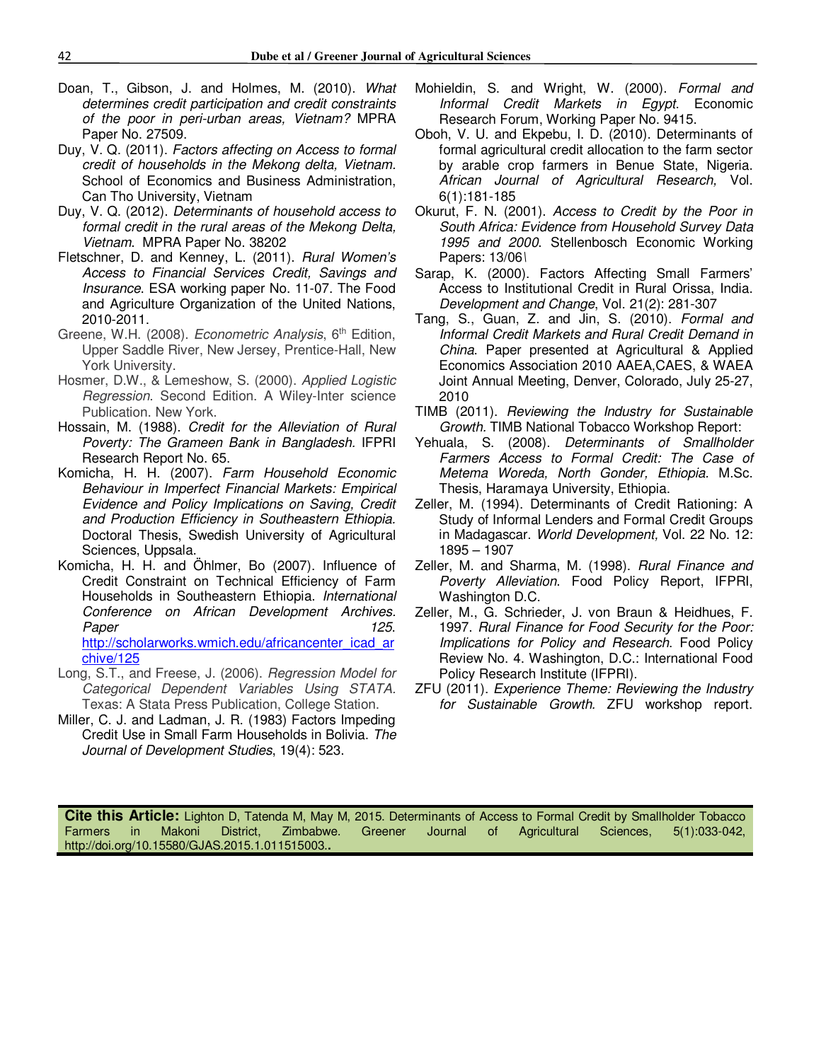Doan, T., Gibson, J. and Holmes, M. (2010). *What determines credit participation and credit constraints of the poor in peri-urban areas, Vietnam?* MPRA Paper No. 27509.

Duy, V. Q. (2011). *Factors affecting on Access to formal credit of households in the Mekong delta, Vietnam.* School of Economics and Business Administration, Can Tho University, Vietnam

Duy, V. Q. (2012). *Determinants of household access to formal credit in the rural areas of the Mekong Delta, Vietnam*. MPRA Paper No. 38202

Fletschner, D. and Kenney, L. (2011). *Rural Women's Access to Financial Services Credit, Savings and Insurance*. ESA working paper No. 11-07. The Food and Agriculture Organization of the United Nations, 2010-2011.

Greene, W.H. (2008). *Econometric Analysis*, 6th Edition, Upper Saddle River, New Jersey, Prentice-Hall, New York University.

Hosmer, D.W., & Lemeshow, S. (2000). *Applied Logistic Regression*. Second Edition. A Wiley-Inter science Publication. New York.

Hossain, M. (1988). *Credit for the Alleviation of Rural Poverty: The Grameen Bank in Bangladesh.* IFPRI Research Report No. 65.

Komicha, H. H. (2007). *Farm Household Economic Behaviour in Imperfect Financial Markets: Empirical Evidence and Policy Implications on Saving, Credit and Production Efficiency in Southeastern Ethiopia.* Doctoral Thesis, Swedish University of Agricultural Sciences, Uppsala.

Komicha, H. H. and Öhlmer, Bo (2007). Influence of Credit Constraint on Technical Efficiency of Farm Households in Southeastern Ethiopia. *International Conference on African Development Archives. Paper 125*. http://scholarworks.wmich.edu/africancenter_icad_archive/125

Long, S.T., and Freese, J. (2006). *Regression Model for Categorical Dependent Variables Using STATA*. Texas: A Stata Press Publication, College Station.

Miller, C. J. and Ladman, J. R. (1983) Factors Impeding Credit Use in Small Farm Households in Bolivia. *The Journal of Development Studies*, 19(4): 523.

Mohieldin, S. and Wright, W. (2000). *Formal and Informal Credit Markets in Egypt*. Economic Research Forum, Working Paper No. 9415.

Oboh, V. U. and Ekpebu, I. D. (2010). Determinants of formal agricultural credit allocation to the farm sector by arable crop farmers in Benue State, Nigeria. *African Journal of Agricultural Research,* Vol. 6(1):181-185

Okurut, F. N. (2001). *Access to Credit by the Poor in South Africa: Evidence from Household Survey Data 1995 and 2000*. Stellenbosch Economic Working Papers: 13/06\

Sarap, K. (2000). Factors Affecting Small Farmers' Access to Institutional Credit in Rural Orissa, India. *Development and Change*, Vol. 21(2): 281-307

Tang, S., Guan, Z. and Jin, S. (2010). *Formal and Informal Credit Markets and Rural Credit Demand in China*. Paper presented at Agricultural & Applied Economics Association 2010 AAEA,CAES, & WAEA Joint Annual Meeting, Denver, Colorado, July 25-27, 2010

TIMB (2011). *Reviewing the Industry for Sustainable Growth.* TIMB National Tobacco Workshop Report:

Yehuala, S. (2008). *Determinants of Smallholder Farmers Access to Formal Credit: The Case of Metema Woreda, North Gonder, Ethiopia*. M.Sc. Thesis, Haramaya University, Ethiopia.

Zeller, M. (1994). Determinants of Credit Rationing: A Study of Informal Lenders and Formal Credit Groups in Madagascar. *World Development,* Vol. 22 No. 12: 1895 – 1907

Zeller, M. and Sharma, M. (1998). *Rural Finance and Poverty Alleviation*. Food Policy Report, IFPRI, Washington D.C.

Zeller, M., G. Schrieder, J. von Braun & Heidhues, F. 1997. *Rural Finance for Food Security for the Poor: Implications for Policy and Research*. Food Policy Review No. 4. Washington, D.C.: International Food Policy Research Institute (IFPRI).

ZFU (2011). *Experience Theme: Reviewing the Industry for Sustainable Growth.* ZFU workshop report.

**Cite this Article:** Lighton D, Tatenda M, May M, 2015. Determinants of Access to Formal Credit by Smallholder Tobacco Farmers in Makoni District, Zimbabwe. Greener Journal of Agricultural Sciences, 5(1):033-042, http://doi.org/10.15580/GJAS.2015.1.011515003.